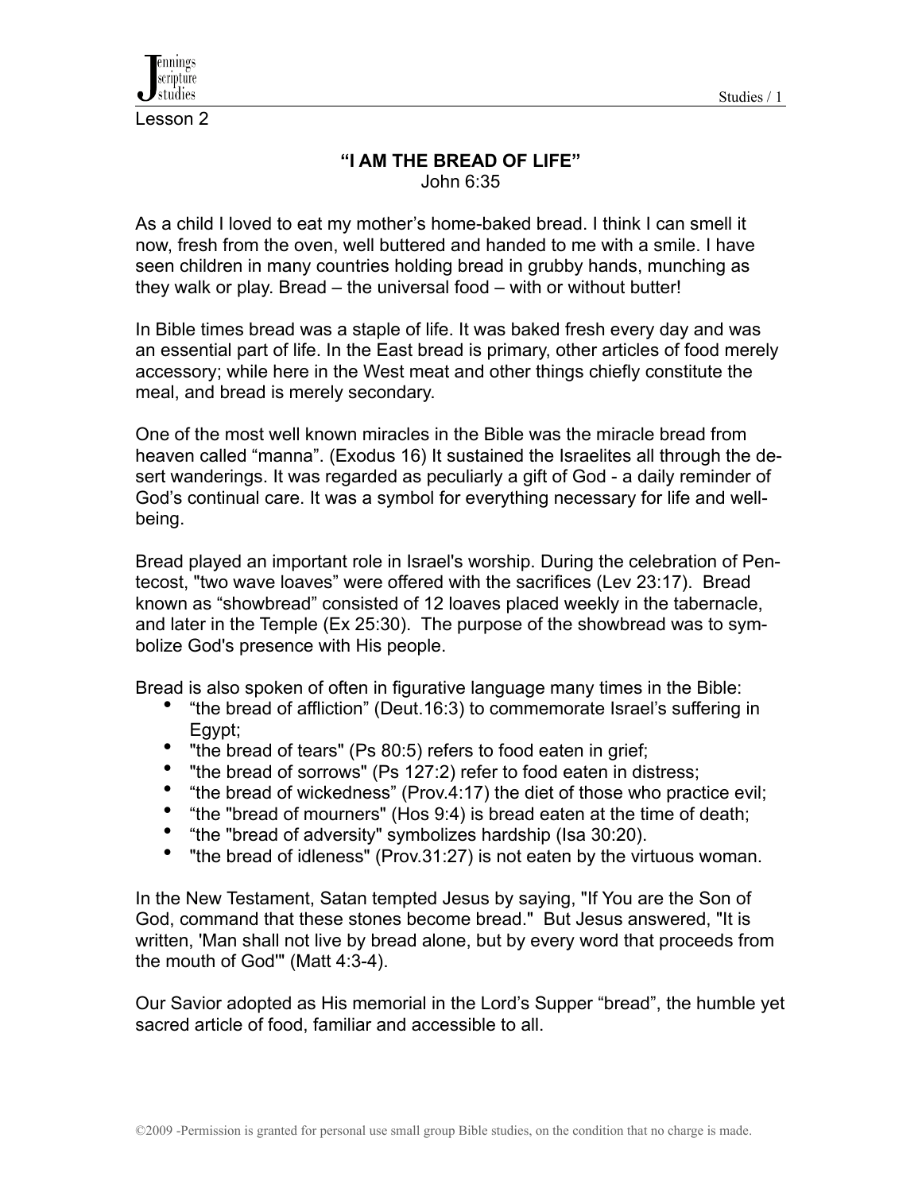Lesson 2

## "I AM THE BREAD OF LIFE"

John 6:35

As a child I loved to eat my mother's home-baked bread. I think I can smell it now, fresh from the oven, well buttered and handed to me with a smile. I have seen children in many countries holding bread in grubby hands, munching as they walk or play. Bread – the universal food – with or without butter!

In Bible times bread was a staple of life. It was baked fresh every day and was an essential part of life. In the East bread is primary, other articles of food merely accessory; while here in the West meat and other things chiefly constitute the meal, and bread is merely secondary.

One of the most well known miracles in the Bible was the miracle bread from heaven called "manna". (Exodus 16) It sustained the Israelites all through the desert wanderings. It was regarded as peculiarly a gift of God - a daily reminder of God's continual care. It was a symbol for everything necessary for life and well-being.

Bread played an important role in Israel's worship. During the celebration of Pentecost, "two wave loaves" were offered with the sacrifices (Lev 23:17). Bread known as "showbread" consisted of 12 loaves placed weekly in the tabernacle, and later in the Temple (Ex 25:30). The purpose of the showbread was to symbolize God's presence with His people.

Bread is also spoken of often in figurative language many times in the Bible:

- "the bread of affliction" (Deut.16:3) to commemorate Israel's suffering in Egypt;
- "the bread of tears" (Ps 80:5) refers to food eaten in grief;
- "the bread of sorrows" (Ps 127:2) refer to food eaten in distress;
- "the bread of wickedness" (Prov.4:17) the diet of those who practice evil;
- "the "bread of mourners" (Hos 9:4) is bread eaten at the time of death;
- "the "bread of adversity" symbolizes hardship (Isa 30:20).
- "the bread of idleness" (Prov.31:27) is not eaten by the virtuous woman.

In the New Testament, Satan tempted Jesus by saying, "If You are the Son of God, command that these stones become bread." But Jesus answered, "It is written, 'Man shall not live by bread alone, but by every word that proceeds from the mouth of God'" (Matt 4:3-4).

Our Savior adopted as His memorial in the Lord's Supper "bread", the humble yet sacred article of food, familiar and accessible to all.

©2009 -Permission is granted for personal use small group Bible studies, on the condition that no charge is made.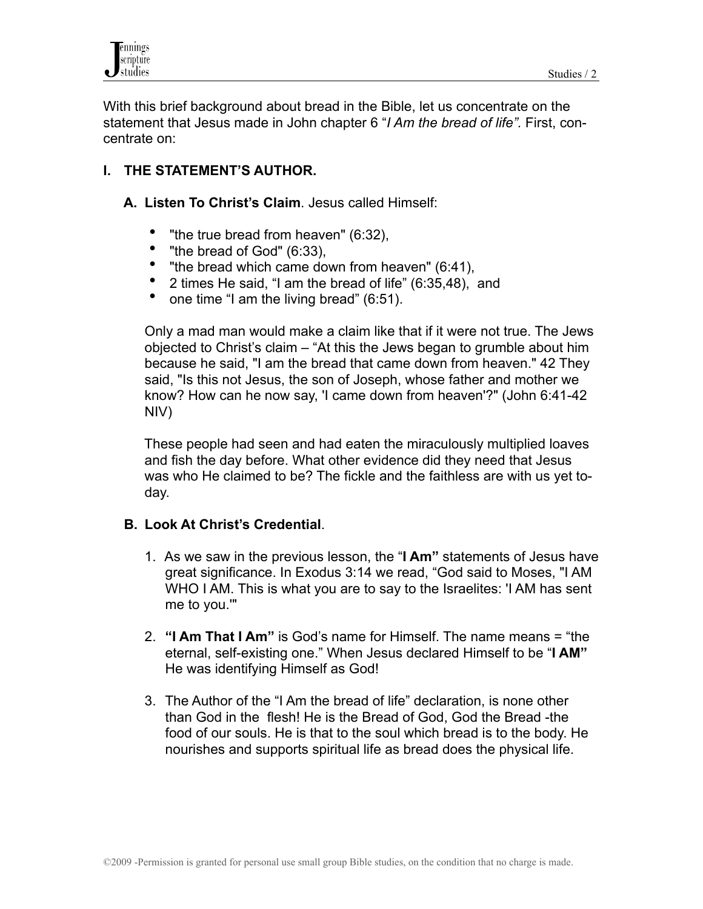With this brief background about bread in the Bible, let us concentrate on the statement that Jesus made in John chapter 6 "*I Am the bread of life".* First, concentrate on:

## I. THE STATEMENT'S AUTHOR.

### A. Listen To Christ's Claim. Jesus called Himself:

- "the true bread from heaven" (6:32),
- "the bread of God" (6:33),
- "the bread which came down from heaven" (6:41),
- 2 times He said, "I am the bread of life" (6:35,48), and
- one time "I am the living bread" (6:51).

Only a mad man would make a claim like that if it were not true. The Jews objected to Christ's claim – "At this the Jews began to grumble about him because he said, "I am the bread that came down from heaven." 42 They said, "Is this not Jesus, the son of Joseph, whose father and mother we know? How can he now say, 'I came down from heaven'?" (John 6:41-42 NIV)

These people had seen and had eaten the miraculously multiplied loaves and fish the day before. What other evidence did they need that Jesus was who He claimed to be? The fickle and the faithless are with us yet today.

### B. Look At Christ's Credential.

1. As we saw in the previous lesson, the "**I Am"** statements of Jesus have great significance. In Exodus 3:14 we read, "God said to Moses, "I AM WHO I AM. This is what you are to say to the Israelites: 'I AM has sent me to you.'"
2. **"I Am That I Am"** is God's name for Himself. The name means = "the eternal, self-existing one." When Jesus declared Himself to be "**I AM"** He was identifying Himself as God!
3. The Author of the "I Am the bread of life" declaration, is none other than God in the flesh! He is the Bread of God, God the Bread -the food of our souls. He is that to the soul which bread is to the body. He nourishes and supports spiritual life as bread does the physical life.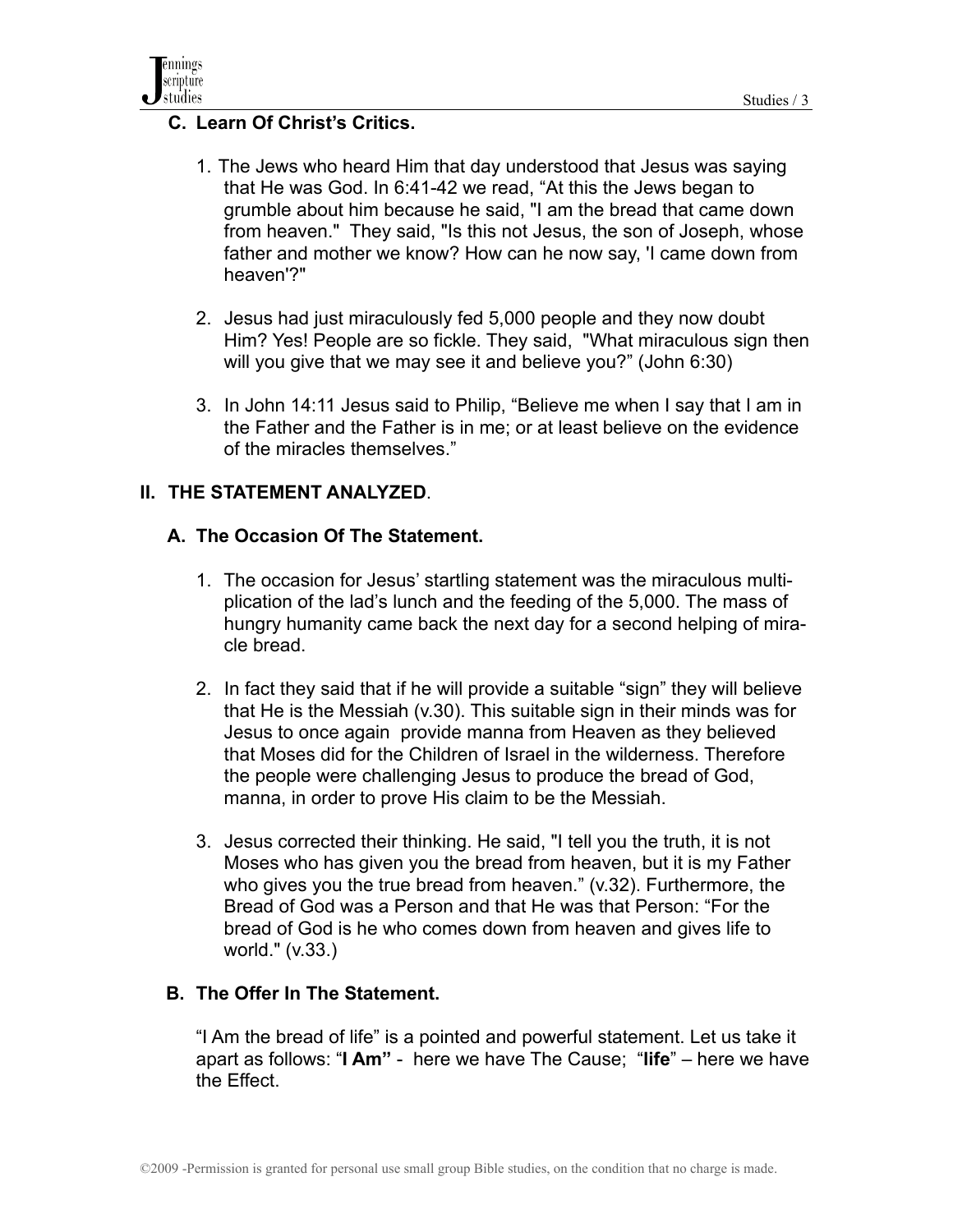### C. Learn Of Christ's Critics.

1. The Jews who heard Him that day understood that Jesus was saying that He was God. In 6:41-42 we read, "At this the Jews began to grumble about him because he said, "I am the bread that came down from heaven." They said, "Is this not Jesus, the son of Joseph, whose father and mother we know? How can he now say, 'I came down from heaven'?"

2. Jesus had just miraculously fed 5,000 people and they now doubt Him? Yes! People are so fickle. They said, "What miraculous sign then will you give that we may see it and believe you?" (John 6:30)

3. In John 14:11 Jesus said to Philip, "Believe me when I say that I am in the Father and the Father is in me; or at least believe on the evidence of the miracles themselves."

## II. THE STATEMENT ANALYZED.

### A. The Occasion Of The Statement.

1. The occasion for Jesus' startling statement was the miraculous multiplication of the lad's lunch and the feeding of the 5,000. The mass of hungry humanity came back the next day for a second helping of miracle bread.

2. In fact they said that if he will provide a suitable "sign" they will believe that He is the Messiah (v.30). This suitable sign in their minds was for Jesus to once again provide manna from Heaven as they believed that Moses did for the Children of Israel in the wilderness. Therefore the people were challenging Jesus to produce the bread of God, manna, in order to prove His claim to be the Messiah.

3. Jesus corrected their thinking. He said, "I tell you the truth, it is not Moses who has given you the bread from heaven, but it is my Father who gives you the true bread from heaven." (v.32). Furthermore, the Bread of God was a Person and that He was that Person: "For the bread of God is he who comes down from heaven and gives life to world." (v.33.)

### B. The Offer In The Statement.

"I Am the bread of life" is a pointed and powerful statement. Let us take it apart as follows: "**I Am"** - here we have The Cause; "**life**" – here we have the Effect.

©2009 -Permission is granted for personal use small group Bible studies, on the condition that no charge is made.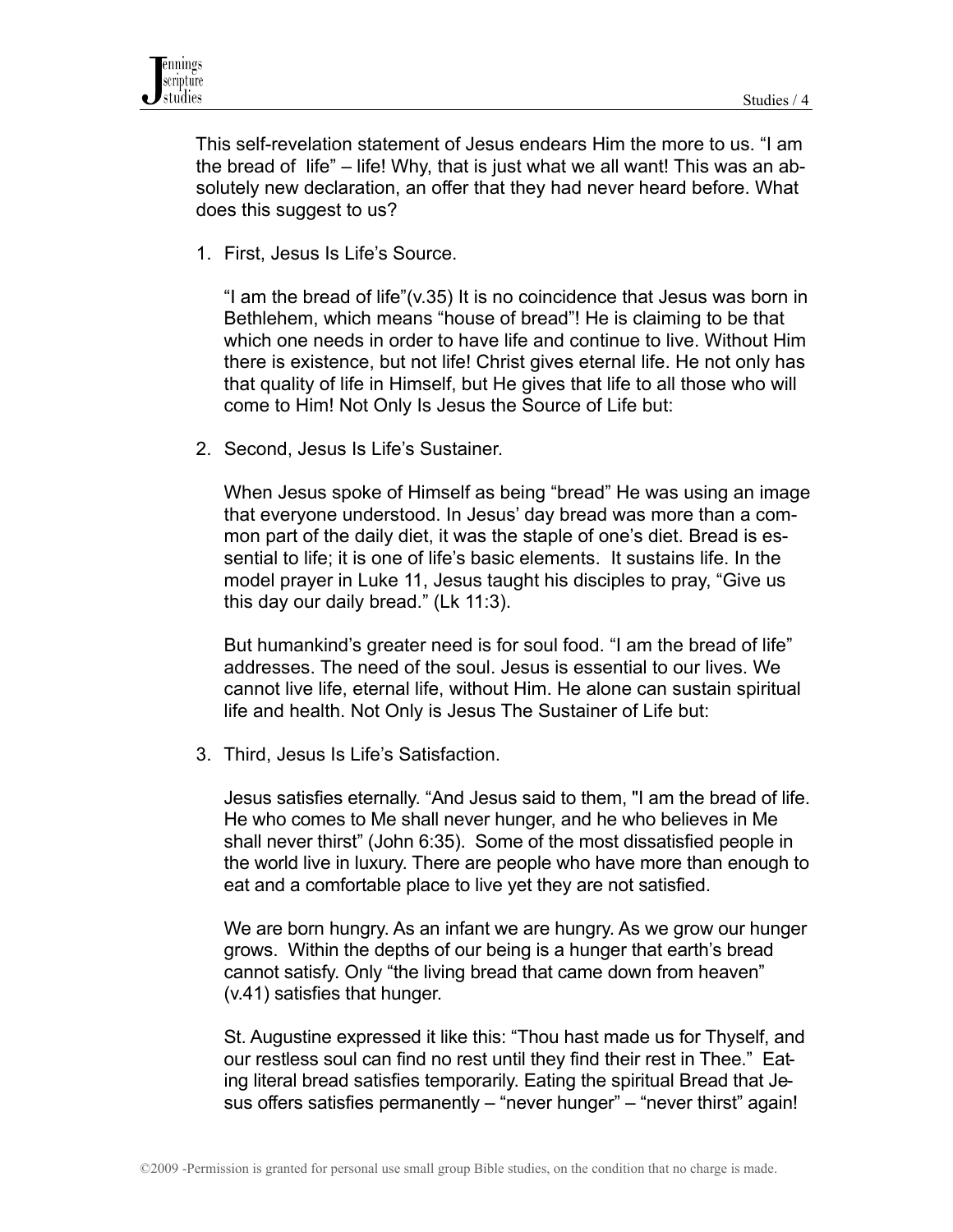This self-revelation statement of Jesus endears Him the more to us. "I am the bread of life" – life! Why, that is just what we all want! This was an absolutely new declaration, an offer that they had never heard before. What does this suggest to us?

1. First, Jesus Is Life's Source.

   "I am the bread of life"(v.35) It is no coincidence that Jesus was born in Bethlehem, which means "house of bread"! He is claiming to be that which one needs in order to have life and continue to live. Without Him there is existence, but not life! Christ gives eternal life. He not only has that quality of life in Himself, but He gives that life to all those who will come to Him! Not Only Is Jesus the Source of Life but:

2. Second, Jesus Is Life's Sustainer.

   When Jesus spoke of Himself as being "bread" He was using an image that everyone understood. In Jesus' day bread was more than a common part of the daily diet, it was the staple of one's diet. Bread is essential to life; it is one of life's basic elements. It sustains life. In the model prayer in Luke 11, Jesus taught his disciples to pray, "Give us this day our daily bread." (Lk 11:3).

   But humankind's greater need is for soul food. "I am the bread of life" addresses. The need of the soul. Jesus is essential to our lives. We cannot live life, eternal life, without Him. He alone can sustain spiritual life and health. Not Only is Jesus The Sustainer of Life but:

3. Third, Jesus Is Life's Satisfaction.

   Jesus satisfies eternally. "And Jesus said to them, "I am the bread of life. He who comes to Me shall never hunger, and he who believes in Me shall never thirst" (John 6:35). Some of the most dissatisfied people in the world live in luxury. There are people who have more than enough to eat and a comfortable place to live yet they are not satisfied.

   We are born hungry. As an infant we are hungry. As we grow our hunger grows. Within the depths of our being is a hunger that earth's bread cannot satisfy. Only "the living bread that came down from heaven" (v.41) satisfies that hunger.

   St. Augustine expressed it like this: "Thou hast made us for Thyself, and our restless soul can find no rest until they find their rest in Thee." Eating literal bread satisfies temporarily. Eating the spiritual Bread that Jesus offers satisfies permanently – "never hunger" – "never thirst" again!

©2009 -Permission is granted for personal use small group Bible studies, on the condition that no charge is made.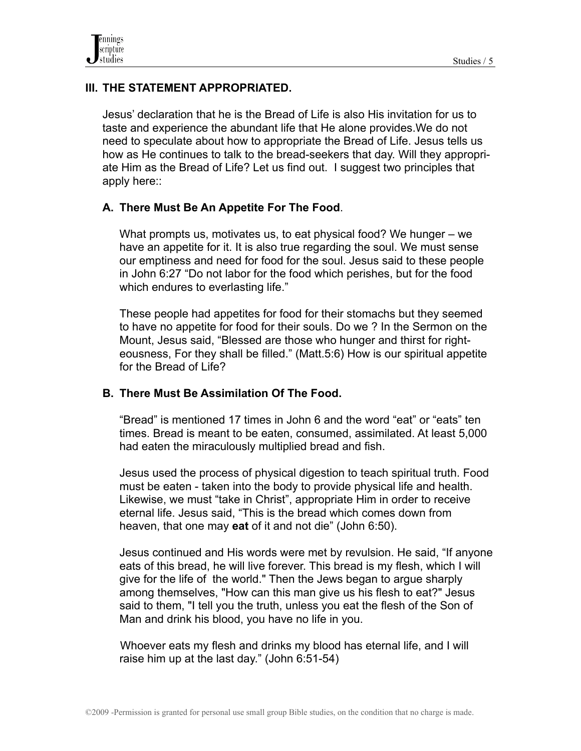## III. THE STATEMENT APPROPRIATED.

Jesus' declaration that he is the Bread of Life is also His invitation for us to taste and experience the abundant life that He alone provides.We do not need to speculate about how to appropriate the Bread of Life. Jesus tells us how as He continues to talk to the bread-seekers that day. Will they appropriate Him as the Bread of Life? Let us find out. I suggest two principles that apply here::

### A. There Must Be An Appetite For The Food.

What prompts us, motivates us, to eat physical food? We hunger – we have an appetite for it. It is also true regarding the soul. We must sense our emptiness and need for food for the soul. Jesus said to these people in John 6:27 "Do not labor for the food which perishes, but for the food which endures to everlasting life."

These people had appetites for food for their stomachs but they seemed to have no appetite for food for their souls. Do we ? In the Sermon on the Mount, Jesus said, "Blessed are those who hunger and thirst for righteousness, For they shall be filled." (Matt.5:6) How is our spiritual appetite for the Bread of Life?

### B. There Must Be Assimilation Of The Food.

"Bread" is mentioned 17 times in John 6 and the word "eat" or "eats" ten times. Bread is meant to be eaten, consumed, assimilated. At least 5,000 had eaten the miraculously multiplied bread and fish.

Jesus used the process of physical digestion to teach spiritual truth. Food must be eaten - taken into the body to provide physical life and health. Likewise, we must "take in Christ", appropriate Him in order to receive eternal life. Jesus said, "This is the bread which comes down from heaven, that one may **eat** of it and not die" (John 6:50).

Jesus continued and His words were met by revulsion. He said, "If anyone eats of this bread, he will live forever. This bread is my flesh, which I will give for the life of the world." Then the Jews began to argue sharply among themselves, "How can this man give us his flesh to eat?" Jesus said to them, "I tell you the truth, unless you eat the flesh of the Son of Man and drink his blood, you have no life in you.

Whoever eats my flesh and drinks my blood has eternal life, and I will raise him up at the last day." (John 6:51-54)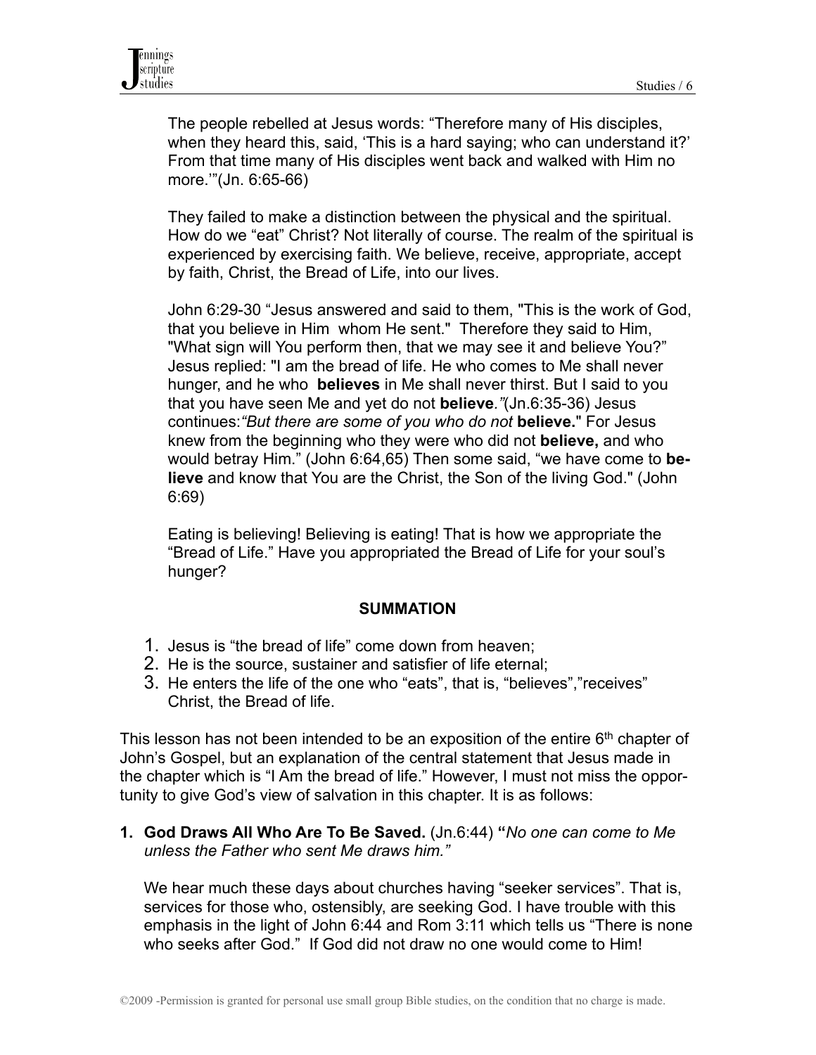The people rebelled at Jesus words: “Therefore many of His disciples, when they heard this, said, ‘This is a hard saying; who can understand it?’ From that time many of His disciples went back and walked with Him no more.’”(Jn. 6:65-66)

They failed to make a distinction between the physical and the spiritual. How do we “eat” Christ? Not literally of course. The realm of the spiritual is experienced by exercising faith. We believe, receive, appropriate, accept by faith, Christ, the Bread of Life, into our lives.

John 6:29-30 “Jesus answered and said to them, "This is the work of God, that you believe in Him whom He sent." Therefore they said to Him, "What sign will You perform then, that we may see it and believe You?” Jesus replied: "I am the bread of life. He who comes to Me shall never hunger, and he who **believes** in Me shall never thirst. But I said to you that you have seen Me and yet do not **believe**.*”*(Jn.6:35-36) Jesus continues:*“But there are some of you who do not* **believe.**" For Jesus knew from the beginning who they were who did not **believe,** and who would betray Him.” (John 6:64,65) Then some said, “we have come to **believe** and know that You are the Christ, the Son of the living God." (John 6:69)

Eating is believing! Believing is eating! That is how we appropriate the “Bread of Life.” Have you appropriated the Bread of Life for your soul’s hunger?

**SUMMATION**

1. Jesus is “the bread of life” come down from heaven;
2. He is the source, sustainer and satisfier of life eternal;
3. He enters the life of the one who “eats”, that is, “believes”,”receives” Christ, the Bread of life.

This lesson has not been intended to be an exposition of the entire 6th chapter of John’s Gospel, but an explanation of the central statement that Jesus made in the chapter which is “I Am the bread of life.” However, I must not miss the opportunity to give God’s view of salvation in this chapter. It is as follows:

1. **God Draws All Who Are To Be Saved.** (Jn.6:44) **“***No one can come to Me unless the Father who sent Me draws him.”*

   We hear much these days about churches having “seeker services”. That is, services for those who, ostensibly, are seeking God. I have trouble with this emphasis in the light of John 6:44 and Rom 3:11 which tells us “There is none who seeks after God.” If God did not draw no one would come to Him!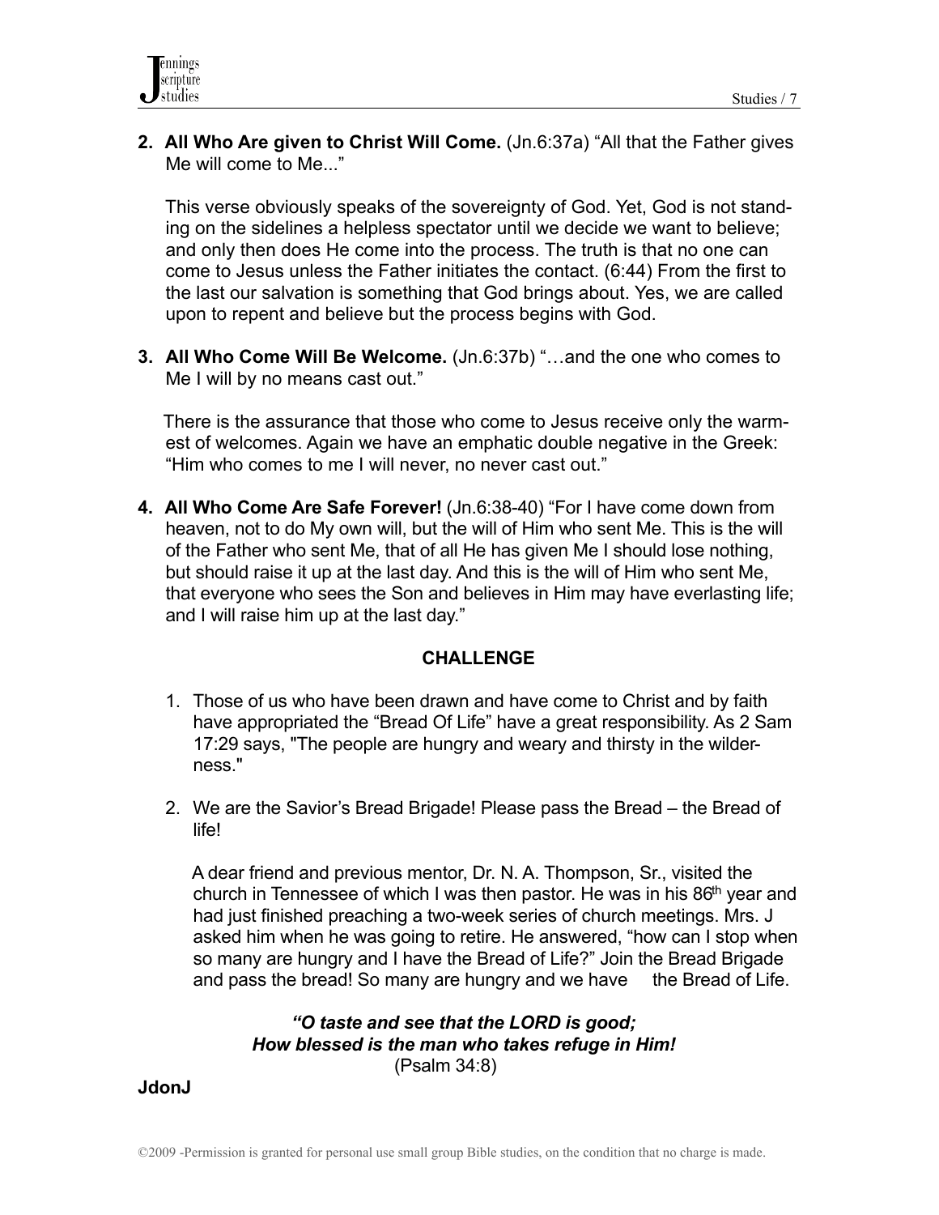2. **All Who Are given to Christ Will Come.** (Jn.6:37a) "All that the Father gives Me will come to Me..."

   This verse obviously speaks of the sovereignty of God. Yet, God is not standing on the sidelines a helpless spectator until we decide we want to believe; and only then does He come into the process. The truth is that no one can come to Jesus unless the Father initiates the contact. (6:44) From the first to the last our salvation is something that God brings about. Yes, we are called upon to repent and believe but the process begins with God.

3. **All Who Come Will Be Welcome.** (Jn.6:37b) "…and the one who comes to Me I will by no means cast out."

   There is the assurance that those who come to Jesus receive only the warmest of welcomes. Again we have an emphatic double negative in the Greek: "Him who comes to me I will never, no never cast out."

4. **All Who Come Are Safe Forever!** (Jn.6:38-40) "For I have come down from heaven, not to do My own will, but the will of Him who sent Me. This is the will of the Father who sent Me, that of all He has given Me I should lose nothing, but should raise it up at the last day. And this is the will of Him who sent Me, that everyone who sees the Son and believes in Him may have everlasting life; and I will raise him up at the last day."

**CHALLENGE**

1. Those of us who have been drawn and have come to Christ and by faith have appropriated the "Bread Of Life" have a great responsibility. As 2 Sam 17:29 says, "The people are hungry and weary and thirsty in the wilderness."

2. We are the Savior's Bread Brigade! Please pass the Bread – the Bread of life!

   A dear friend and previous mentor, Dr. N. A. Thompson, Sr., visited the church in Tennessee of which I was then pastor. He was in his 86th year and had just finished preaching a two-week series of church meetings. Mrs. J asked him when he was going to retire. He answered, "how can I stop when so many are hungry and I have the Bread of Life?" Join the Bread Brigade and pass the bread! So many are hungry and we have the Bread of Life.

***"O taste and see that the LORD is good;***
***How blessed is the man who takes refuge in Him!***
(Psalm 34:8)

**JdonJ**

©2009 -Permission is granted for personal use small group Bible studies, on the condition that no charge is made.